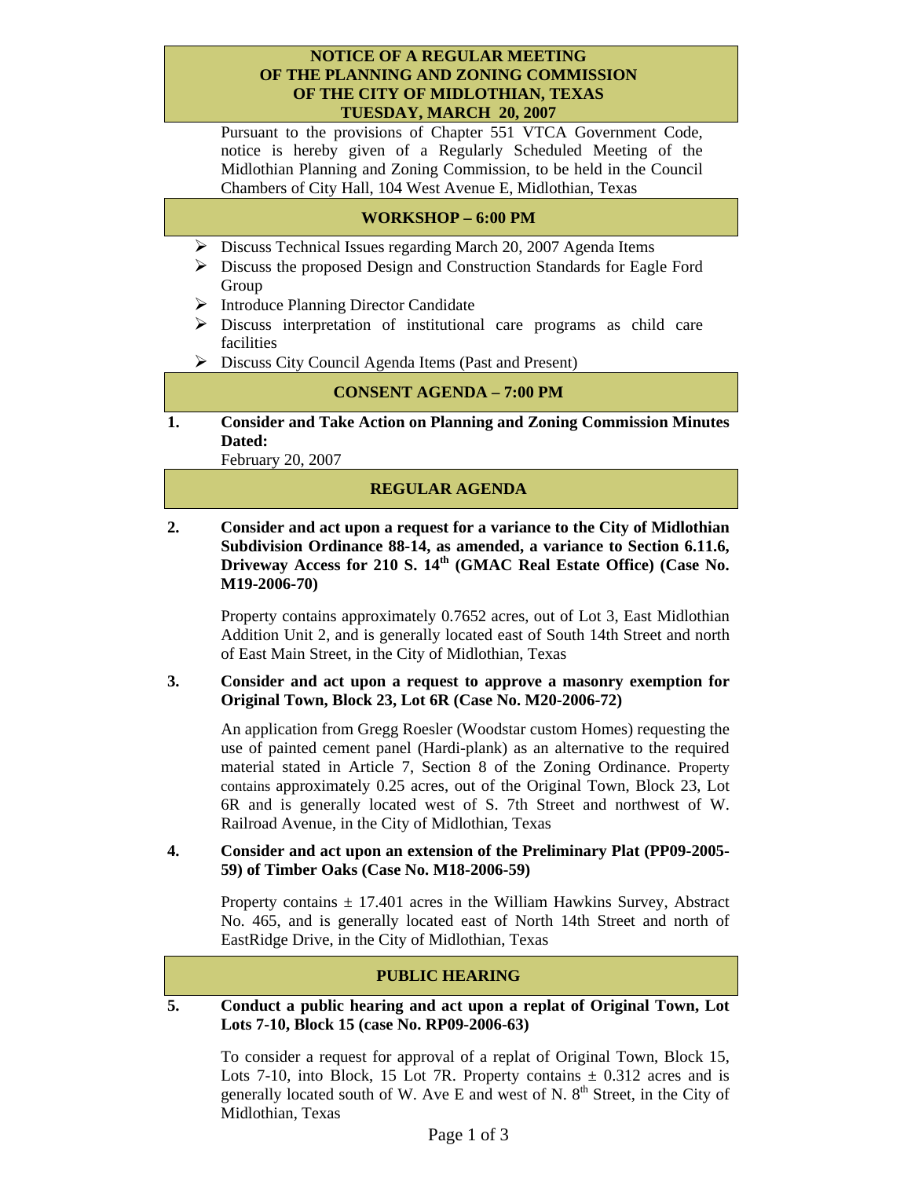# NOTICE OF A REGULAR MEETING OF THE PLANNING AND ZONING COMMISSION OF THE CITY OF MIDLOTHIAN, TEXAS TUESDAY, MARCH 20, 2007

Pursuant to the provisions of Chapter 551 VTCA Government Code, notice is hereby given of a Regularly Scheduled Meeting of the Midlothian Planning and Zoning Commission, to be held in the Council Chambers of City Hall, 104 West Avenue E, Midlothian, Texas

## WORKSHOP – 6:00 PM

- Discuss Technical Issues regarding March 20, 2007 Agenda Items
- Discuss the proposed Design and Construction Standards for Eagle Ford Group
- Introduce Planning Director Candidate
- Discuss interpretation of institutional care programs as child care facilities
- Discuss City Council Agenda Items (Past and Present)

## CONSENT AGENDA – 7:00 PM

**1. Consider and Take Action on Planning and Zoning Commission Minutes Dated:**

February 20, 2007

## REGULAR AGENDA

**2. Consider and act upon a request for a variance to the City of Midlothian Subdivision Ordinance 88-14, as amended, a variance to Section 6.11.6, Driveway Access for 210 S. 14th (GMAC Real Estate Office) (Case No. M19-2006-70)**

Property contains approximately 0.7652 acres, out of Lot 3, East Midlothian Addition Unit 2, and is generally located east of South 14th Street and north of East Main Street, in the City of Midlothian, Texas

**3. Consider and act upon a request to approve a masonry exemption for Original Town, Block 23, Lot 6R (Case No. M20-2006-72)**

An application from Gregg Roesler (Woodstar custom Homes) requesting the use of painted cement panel (Hardi-plank) as an alternative to the required material stated in Article 7, Section 8 of the Zoning Ordinance. Property contains approximately 0.25 acres, out of the Original Town, Block 23, Lot 6R and is generally located west of S. 7th Street and northwest of W. Railroad Avenue, in the City of Midlothian, Texas

**4. Consider and act upon an extension of the Preliminary Plat (PP09-2005-59) of Timber Oaks (Case No. M18-2006-59)**

Property contains ± 17.401 acres in the William Hawkins Survey, Abstract No. 465, and is generally located east of North 14th Street and north of EastRidge Drive, in the City of Midlothian, Texas

## PUBLIC HEARING

**5. Conduct a public hearing and act upon a replat of Original Town, Lot Lots 7-10, Block 15 (case No. RP09-2006-63)**

To consider a request for approval of a replat of Original Town, Block 15, Lots 7-10, into Block, 15 Lot 7R. Property contains ± 0.312 acres and is generally located south of W. Ave E and west of N. 8th Street, in the City of Midlothian, Texas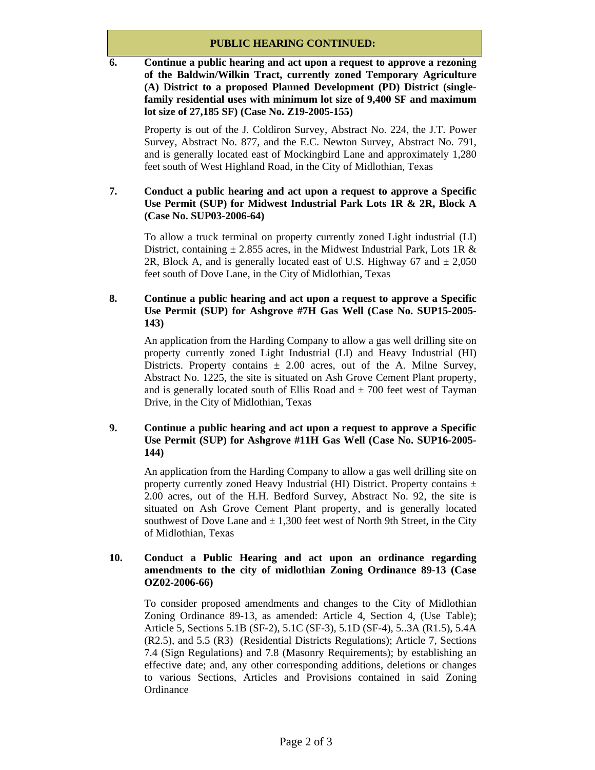## PUBLIC HEARING CONTINUED:

**6. Continue a public hearing and act upon a request to approve a rezoning of the Baldwin/Wilkin Tract, currently zoned Temporary Agriculture (A) District to a proposed Planned Development (PD) District (single-family residential uses with minimum lot size of 9,400 SF and maximum lot size of 27,185 SF) (Case No. Z19-2005-155)**

Property is out of the J. Coldiron Survey, Abstract No. 224, the J.T. Power Survey, Abstract No. 877, and the E.C. Newton Survey, Abstract No. 791, and is generally located east of Mockingbird Lane and approximately 1,280 feet south of West Highland Road, in the City of Midlothian, Texas

**7. Conduct a public hearing and act upon a request to approve a Specific Use Permit (SUP) for Midwest Industrial Park Lots 1R & 2R, Block A (Case No. SUP03-2006-64)**

To allow a truck terminal on property currently zoned Light industrial (LI) District, containing ± 2.855 acres, in the Midwest Industrial Park, Lots 1R & 2R, Block A, and is generally located east of U.S. Highway 67 and ± 2,050 feet south of Dove Lane, in the City of Midlothian, Texas

**8. Continue a public hearing and act upon a request to approve a Specific Use Permit (SUP) for Ashgrove #7H Gas Well (Case No. SUP15-2005-143)**

An application from the Harding Company to allow a gas well drilling site on property currently zoned Light Industrial (LI) and Heavy Industrial (HI) Districts. Property contains ± 2.00 acres, out of the A. Milne Survey, Abstract No. 1225, the site is situated on Ash Grove Cement Plant property, and is generally located south of Ellis Road and ± 700 feet west of Tayman Drive, in the City of Midlothian, Texas

**9. Continue a public hearing and act upon a request to approve a Specific Use Permit (SUP) for Ashgrove #11H Gas Well (Case No. SUP16-2005-144)**

An application from the Harding Company to allow a gas well drilling site on property currently zoned Heavy Industrial (HI) District. Property contains ± 2.00 acres, out of the H.H. Bedford Survey, Abstract No. 92, the site is situated on Ash Grove Cement Plant property, and is generally located southwest of Dove Lane and ± 1,300 feet west of North 9th Street, in the City of Midlothian, Texas

**10. Conduct a Public Hearing and act upon an ordinance regarding amendments to the city of midlothian Zoning Ordinance 89-13 (Case OZ02-2006-66)**

To consider proposed amendments and changes to the City of Midlothian Zoning Ordinance 89-13, as amended: Article 4, Section 4, (Use Table); Article 5, Sections 5.1B (SF-2), 5.1C (SF-3), 5.1D (SF-4), 5..3A (R1.5), 5.4A (R2.5), and 5.5 (R3) (Residential Districts Regulations); Article 7, Sections 7.4 (Sign Regulations) and 7.8 (Masonry Requirements); by establishing an effective date; and, any other corresponding additions, deletions or changes to various Sections, Articles and Provisions contained in said Zoning Ordinance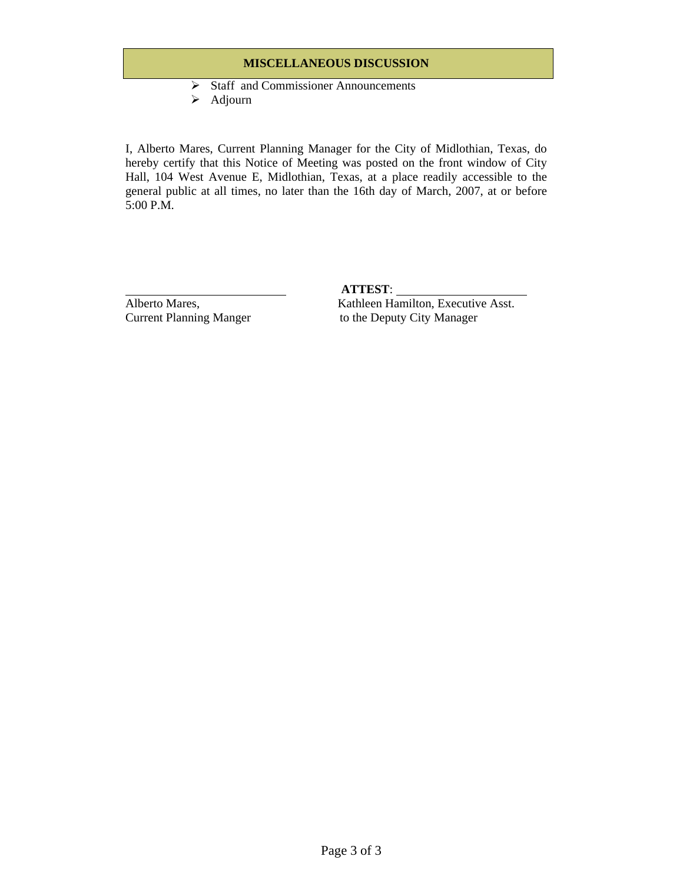## MISCELLANEOUS DISCUSSION

- Staff and Commissioner Announcements
- Adjourn

I, Alberto Mares, Current Planning Manager for the City of Midlothian, Texas, do hereby certify that this Notice of Meeting was posted on the front window of City Hall, 104 West Avenue E, Midlothian, Texas, at a place readily accessible to the general public at all times, no later than the 16th day of March, 2007, at or before 5:00 P.M.

| | |
|---|---|
| ______________________ | **ATTEST**: ______________________ |
| Alberto Mares, | Kathleen Hamilton, Executive Asst. |
| Current Planning Manger | to the Deputy City Manager |